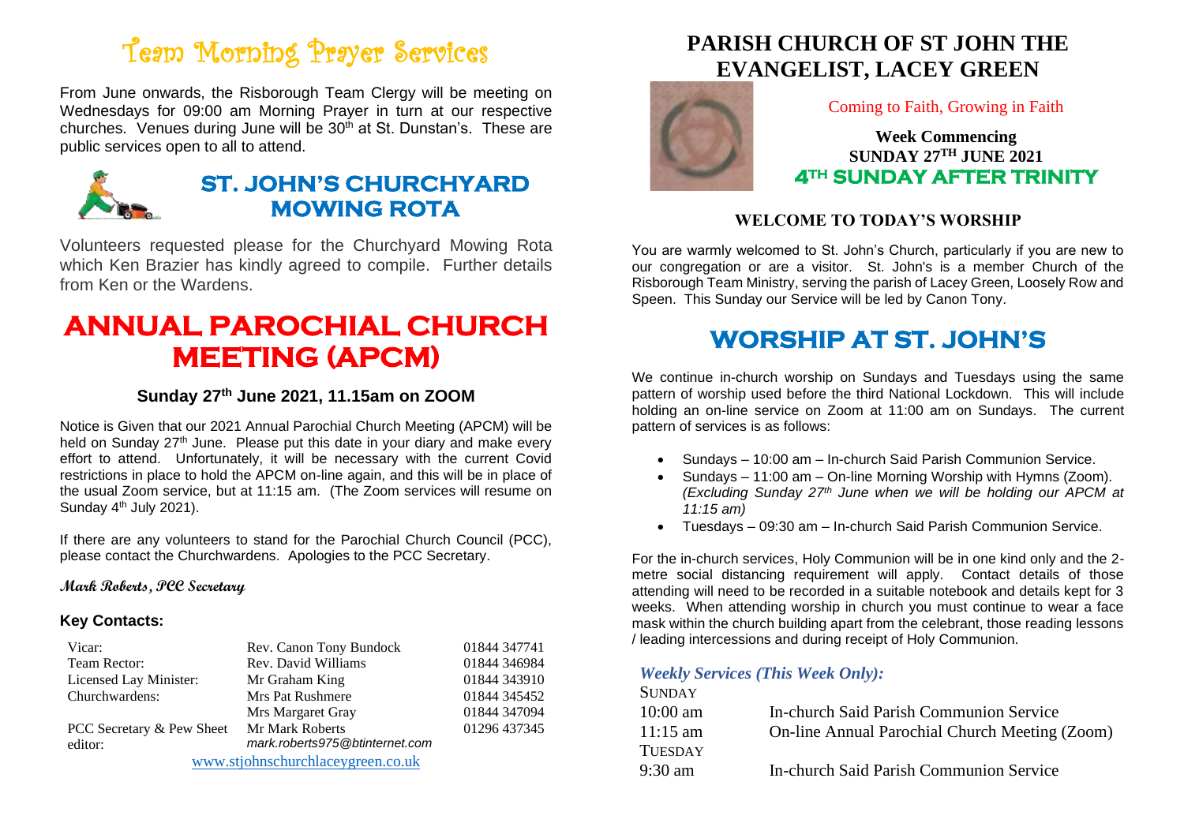# Team Morning Prayer Services

From June onwards, the Risborough Team Clergy will be meeting on Wednesdays for 09:00 am Morning Prayer in turn at our respective churches. Venues during June will be 30th at St. Dunstan's. These are public services open to all to attend.

## ST. JOHN'S CHURCHYARD MOWING ROTA

Volunteers requested please for the Churchyard Mowing Rota which Ken Brazier has kindly agreed to compile. Further details from Ken or the Wardens.

# ANNUAL PAROCHIAL CHURCH MEETING (APCM)

### Sunday 27th June 2021, 11.15am on ZOOM

Notice is Given that our 2021 Annual Parochial Church Meeting (APCM) will be held on Sunday 27th June. Please put this date in your diary and make every effort to attend. Unfortunately, it will be necessary with the current Covid restrictions in place to hold the APCM on-line again, and this will be in place of the usual Zoom service, but at 11:15 am. (The Zoom services will resume on Sunday 4th July 2021).

If there are any volunteers to stand for the Parochial Church Council (PCC), please contact the Churchwardens. Apologies to the PCC Secretary.

**Mark Roberts, PCC Secretary**

### Key Contacts:

| | | |
|---|---|---|
| Vicar: | Rev. Canon Tony Bundock | 01844 347741 |
| Team Rector: | Rev. David Williams | 01844 346984 |
| Licensed Lay Minister: | Mr Graham King | 01844 343910 |
| Churchwardens: | Mrs Pat Rushmere | 01844 345452 |
| | Mrs Margaret Gray | 01844 347094 |
| PCC Secretary & Pew Sheet editor: | Mr Mark Roberts *mark.roberts975@btinternet.com* | 01296 437345 |

www.stjohnschurchlaceygreen.co.uk

# PARISH CHURCH OF ST JOHN THE EVANGELIST, LACEY GREEN

Coming to Faith, Growing in Faith

**Week Commencing**
**SUNDAY 27TH JUNE 2021**
**4TH SUNDAY AFTER TRINITY**

## WELCOME TO TODAY'S WORSHIP

You are warmly welcomed to St. John's Church, particularly if you are new to our congregation or are a visitor. St. John's is a member Church of the Risborough Team Ministry, serving the parish of Lacey Green, Loosely Row and Speen. This Sunday our Service will be led by Canon Tony.

# WORSHIP AT ST. JOHN'S

We continue in-church worship on Sundays and Tuesdays using the same pattern of worship used before the third National Lockdown. This will include holding an on-line service on Zoom at 11:00 am on Sundays. The current pattern of services is as follows:

- Sundays – 10:00 am – In-church Said Parish Communion Service.
- Sundays – 11:00 am – On-line Morning Worship with Hymns (Zoom). *(Excluding Sunday 27th June when we will be holding our APCM at 11:15 am)*
- Tuesdays – 09:30 am – In-church Said Parish Communion Service.

For the in-church services, Holy Communion will be in one kind only and the 2-metre social distancing requirement will apply. Contact details of those attending will need to be recorded in a suitable notebook and details kept for 3 weeks. When attending worship in church you must continue to wear a face mask within the church building apart from the celebrant, those reading lessons / leading intercessions and during receipt of Holy Communion.

### *Weekly Services (This Week Only):*

| | |
|---|---|
| SUNDAY | |
| 10:00 am | In-church Said Parish Communion Service |
| 11:15 am | On-line Annual Parochial Church Meeting (Zoom) |
| TUESDAY | |
| 9:30 am | In-church Said Parish Communion Service |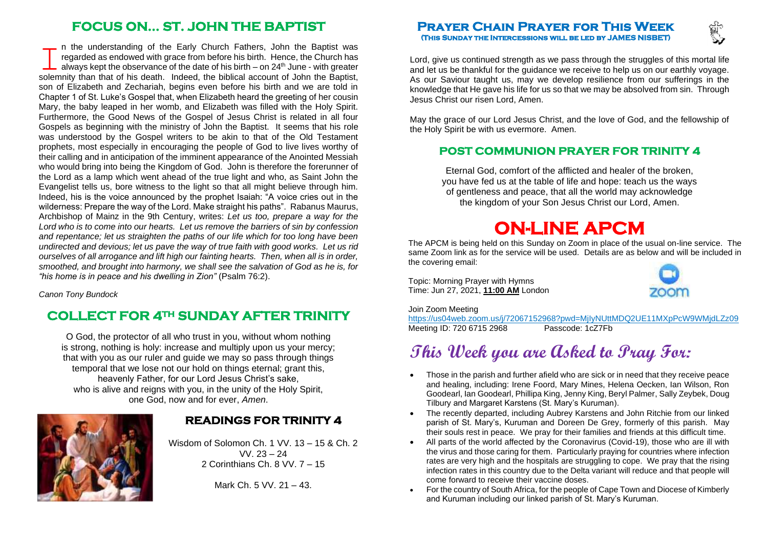## FOCUS ON... ST. JOHN THE BAPTIST

In the understanding of the Early Church Fathers, John the Baptist was regarded as endowed with grace from before his birth. Hence, the Church has always kept the observance of the date of his birth – on 24th June - with greater solemnity than that of his death. Indeed, the biblical account of John the Baptist, son of Elizabeth and Zechariah, begins even before his birth and we are told in Chapter 1 of St. Luke's Gospel that, when Elizabeth heard the greeting of her cousin Mary, the baby leaped in her womb, and Elizabeth was filled with the Holy Spirit. Furthermore, the Good News of the Gospel of Jesus Christ is related in all four Gospels as beginning with the ministry of John the Baptist. It seems that his role was understood by the Gospel writers to be akin to that of the Old Testament prophets, most especially in encouraging the people of God to live lives worthy of their calling and in anticipation of the imminent appearance of the Anointed Messiah who would bring into being the Kingdom of God. John is therefore the forerunner of the Lord as a lamp which went ahead of the true light and who, as Saint John the Evangelist tells us, bore witness to the light so that all might believe through him. Indeed, his is the voice announced by the prophet Isaiah: "A voice cries out in the wilderness: Prepare the way of the Lord. Make straight his paths". Rabanus Maurus, Archbishop of Mainz in the 9th Century, writes: *Let us too, prepare a way for the Lord who is to come into our hearts. Let us remove the barriers of sin by confession and repentance; let us straighten the paths of our life which for too long have been undirected and devious; let us pave the way of true faith with good works. Let us rid ourselves of all arrogance and lift high our fainting hearts. Then, when all is in order, smoothed, and brought into harmony, we shall see the salvation of God as he is, for "his home is in peace and his dwelling in Zion"* (Psalm 76:2).

*Canon Tony Bundock*

## COLLECT FOR 4TH SUNDAY AFTER TRINITY

O God, the protector of all who trust in you, without whom nothing is strong, nothing is holy: increase and multiply upon us your mercy; that with you as our ruler and guide we may so pass through things temporal that we lose not our hold on things eternal; grant this, heavenly Father, for our Lord Jesus Christ's sake, who is alive and reigns with you, in the unity of the Holy Spirit, one God, now and for ever, *Amen*.

## READINGS FOR TRINITY 4

Wisdom of Solomon Ch. 1 VV. 13 – 15 & Ch. 2 VV. 23 – 24

2 Corinthians Ch. 8 VV. 7 – 15

Mark Ch. 5 VV. 21 – 43.

## PRAYER CHAIN PRAYER FOR THIS WEEK

**(THIS SUNDAY THE INTERCESSIONS WILL BE LED BY JAMES NISBET)**

Lord, give us continued strength as we pass through the struggles of this mortal life and let us be thankful for the guidance we receive to help us on our earthly voyage. As our Saviour taught us, may we develop resilience from our sufferings in the knowledge that He gave his life for us so that we may be absolved from sin. Through Jesus Christ our risen Lord, Amen.

May the grace of our Lord Jesus Christ, and the love of God, and the fellowship of the Holy Spirit be with us evermore. Amen.

## POST COMMUNION PRAYER FOR TRINITY 4

Eternal God, comfort of the afflicted and healer of the broken, you have fed us at the table of life and hope: teach us the ways of gentleness and peace, that all the world may acknowledge the kingdom of your Son Jesus Christ our Lord, Amen.

# ON-LINE APCM

The APCM is being held on this Sunday on Zoom in place of the usual on-line service. The same Zoom link as for the service will be used. Details are as below and will be included in the covering email:

Topic: Morning Prayer with Hymns
Time: Jun 27, 2021, **11:00 AM** London

Join Zoom Meeting
https://us04web.zoom.us/j/72067152968?pwd=MjlyNUttMDQ2UE11MXpPcW9WMjdLZz09
Meeting ID: 720 6715 2968 Passcode: 1cZ7Fb

## This Week you are Asked to Pray For:

- Those in the parish and further afield who are sick or in need that they receive peace and healing, including: Irene Foord, Mary Mines, Helena Oecken, Ian Wilson, Ron Goodearl, Ian Goodearl, Phillipa King, Jenny King, Beryl Palmer, Sally Zeybek, Doug Tilbury and Margaret Karstens (St. Mary's Kuruman).
- The recently departed, including Aubrey Karstens and John Ritchie from our linked parish of St. Mary's, Kuruman and Doreen De Grey, formerly of this parish. May their souls rest in peace. We pray for their families and friends at this difficult time.
- All parts of the world affected by the Coronavirus (Covid-19), those who are ill with the virus and those caring for them. Particularly praying for countries where infection rates are very high and the hospitals are struggling to cope. We pray that the rising infection rates in this country due to the Delta variant will reduce and that people will come forward to receive their vaccine doses.
- For the country of South Africa, for the people of Cape Town and Diocese of Kimberly and Kuruman including our linked parish of St. Mary's Kuruman.